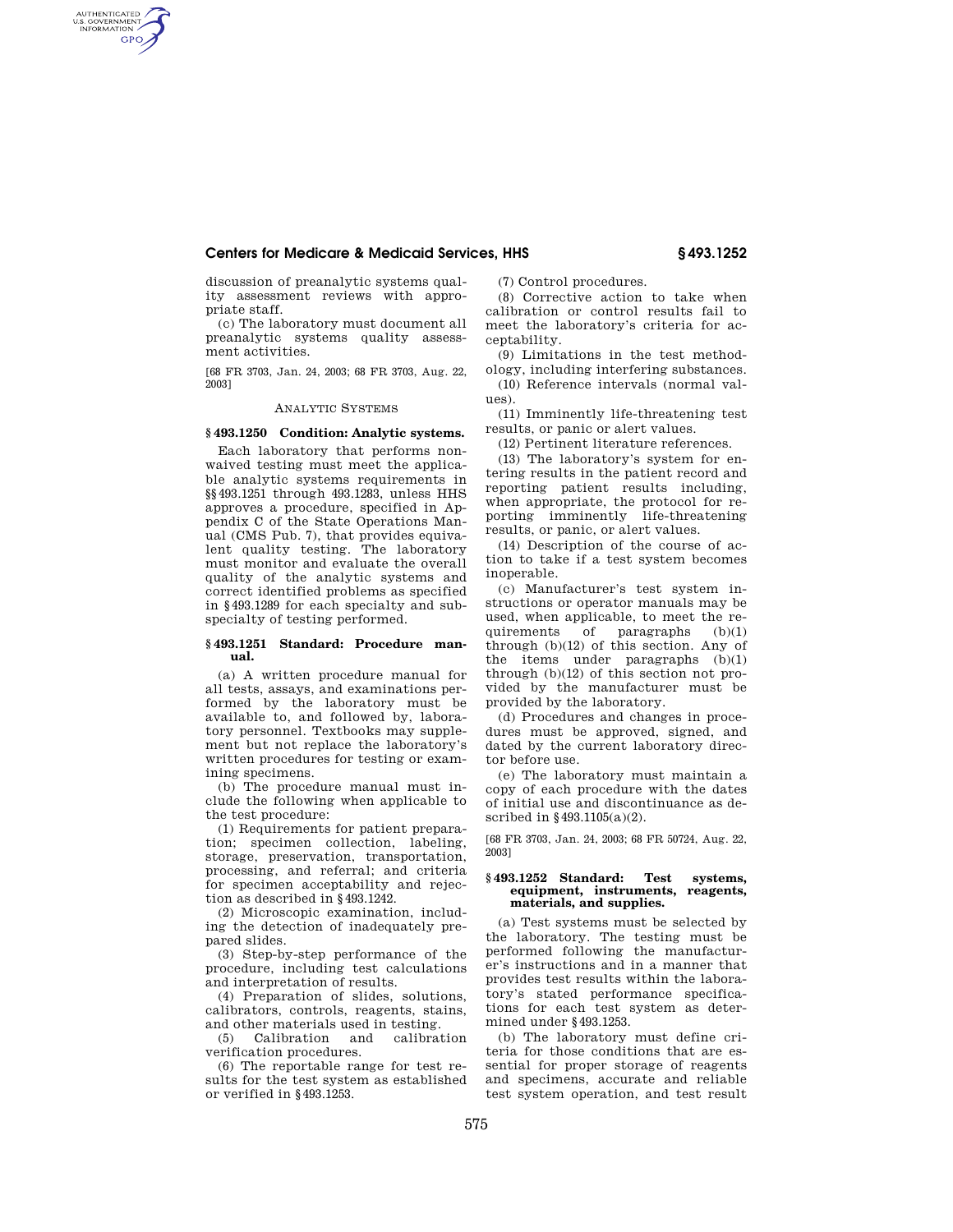discussion of preanalytic systems quality assessment reviews with appropriate staff.

(c) The laboratory must document all preanalytic systems quality assessment activities.

[68 FR 3703, Jan. 24, 2003; 68 FR 3703, Aug. 22, 2003]

ANALYTIC SYSTEMS

### § 493.1250 Condition: Analytic systems.

Each laboratory that performs nonwaived testing must meet the applicable analytic systems requirements in §§ 493.1251 through 493.1283, unless HHS approves a procedure, specified in Appendix C of the State Operations Manual (CMS Pub. 7), that provides equivalent quality testing. The laboratory must monitor and evaluate the overall quality of the analytic systems and correct identified problems as specified in § 493.1289 for each specialty and subspecialty of testing performed.

### § 493.1251 Standard: Procedure manual.

(a) A written procedure manual for all tests, assays, and examinations performed by the laboratory must be available to, and followed by, laboratory personnel. Textbooks may supplement but not replace the laboratory's written procedures for testing or examining specimens.

(b) The procedure manual must include the following when applicable to the test procedure:

(1) Requirements for patient preparation; specimen collection, labeling, storage, preservation, transportation, processing, and referral; and criteria for specimen acceptability and rejection as described in § 493.1242.

(2) Microscopic examination, including the detection of inadequately prepared slides.

(3) Step-by-step performance of the procedure, including test calculations and interpretation of results.

(4) Preparation of slides, solutions, calibrators, controls, reagents, stains, and other materials used in testing.

(5) Calibration and calibration verification procedures.

(6) The reportable range for test results for the test system as established or verified in § 493.1253.

(7) Control procedures.

(8) Corrective action to take when calibration or control results fail to meet the laboratory's criteria for acceptability.

(9) Limitations in the test methodology, including interfering substances.

(10) Reference intervals (normal values).

(11) Imminently life-threatening test results, or panic or alert values.

(12) Pertinent literature references.

(13) The laboratory's system for entering results in the patient record and reporting patient results including, when appropriate, the protocol for reporting imminently life-threatening results, or panic, or alert values.

(14) Description of the course of action to take if a test system becomes inoperable.

(c) Manufacturer's test system instructions or operator manuals may be used, when applicable, to meet the requirements of paragraphs (b)(1) through (b)(12) of this section. Any of the items under paragraphs (b)(1) through (b)(12) of this section not provided by the manufacturer must be provided by the laboratory.

(d) Procedures and changes in procedures must be approved, signed, and dated by the current laboratory director before use.

(e) The laboratory must maintain a copy of each procedure with the dates of initial use and discontinuance as described in § 493.1105(a)(2).

[68 FR 3703, Jan. 24, 2003; 68 FR 50724, Aug. 22, 2003]

### § 493.1252 Standard: Test systems, equipment, instruments, reagents, materials, and supplies.

(a) Test systems must be selected by the laboratory. The testing must be performed following the manufacturer's instructions and in a manner that provides test results within the laboratory's stated performance specifications for each test system as determined under § 493.1253.

(b) The laboratory must define criteria for those conditions that are essential for proper storage of reagents and specimens, accurate and reliable test system operation, and test result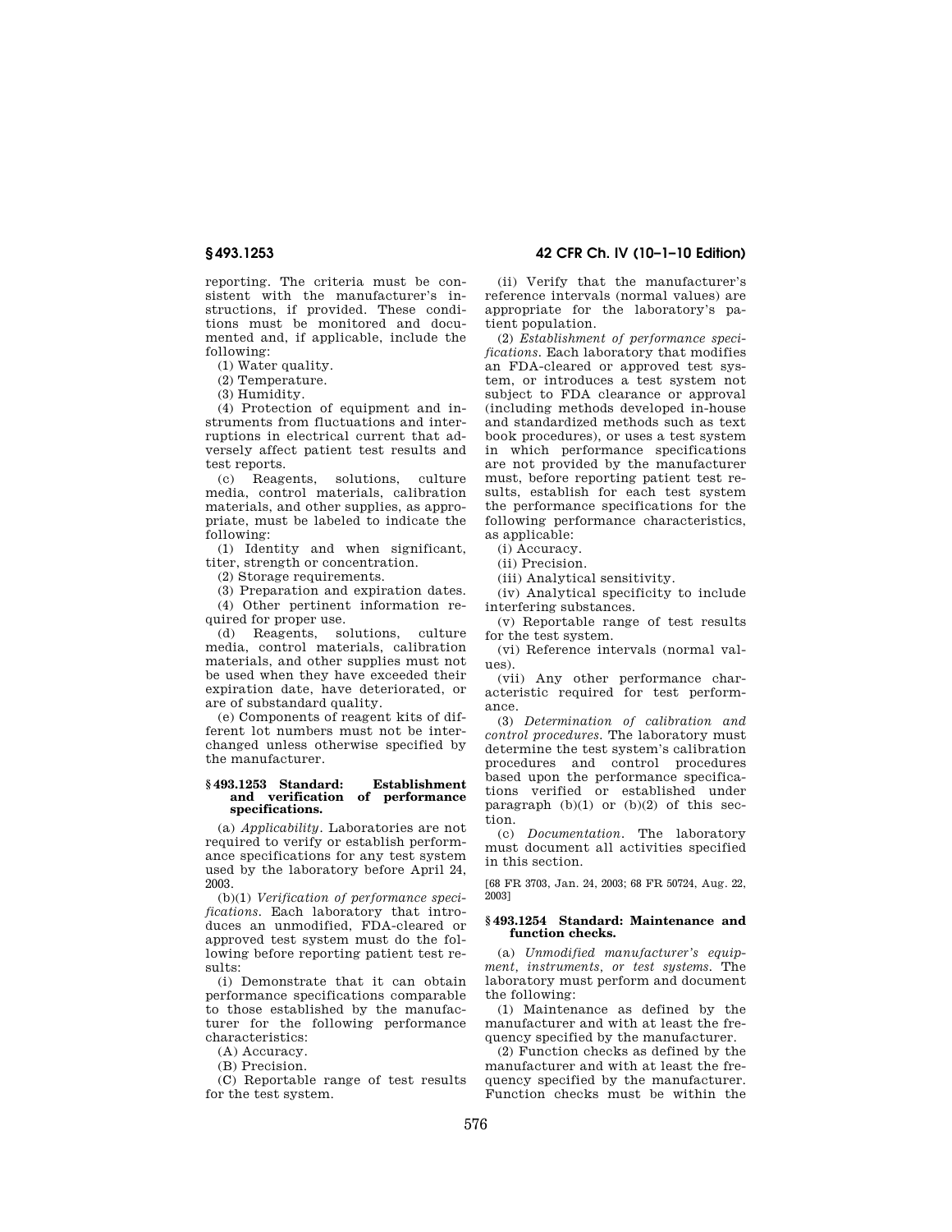reporting. The criteria must be consistent with the manufacturer's instructions, if provided. These conditions must be monitored and documented and, if applicable, include the following:

(1) Water quality.

(2) Temperature.

(3) Humidity.

(4) Protection of equipment and instruments from fluctuations and interruptions in electrical current that adversely affect patient test results and test reports.

(c) Reagents, solutions, culture media, control materials, calibration materials, and other supplies, as appropriate, must be labeled to indicate the following:

(1) Identity and when significant, titer, strength or concentration.

(2) Storage requirements.

(3) Preparation and expiration dates.

(4) Other pertinent information required for proper use.

(d) Reagents, solutions, culture media, control materials, calibration materials, and other supplies must not be used when they have exceeded their expiration date, have deteriorated, or are of substandard quality.

(e) Components of reagent kits of different lot numbers must not be interchanged unless otherwise specified by the manufacturer.

### § 493.1253 Standard: Establishment and verification of performance specifications.

(a) *Applicability.* Laboratories are not required to verify or establish performance specifications for any test system used by the laboratory before April 24, 2003.

(b)(1) *Verification of performance specifications.* Each laboratory that introduces an unmodified, FDA-cleared or approved test system must do the following before reporting patient test results:

(i) Demonstrate that it can obtain performance specifications comparable to those established by the manufacturer for the following performance characteristics:

(A) Accuracy.

(B) Precision.

(C) Reportable range of test results for the test system.

(ii) Verify that the manufacturer's reference intervals (normal values) are appropriate for the laboratory's patient population.

(2) *Establishment of performance specifications.* Each laboratory that modifies an FDA-cleared or approved test system, or introduces a test system not subject to FDA clearance or approval (including methods developed in-house and standardized methods such as text book procedures), or uses a test system in which performance specifications are not provided by the manufacturer must, before reporting patient test results, establish for each test system the performance specifications for the following performance characteristics, as applicable:

(i) Accuracy.

(ii) Precision.

(iii) Analytical sensitivity.

(iv) Analytical specificity to include interfering substances.

(v) Reportable range of test results for the test system.

(vi) Reference intervals (normal values).

(vii) Any other performance characteristic required for test performance.

(3) *Determination of calibration and control procedures.* The laboratory must determine the test system's calibration procedures and control procedures based upon the performance specifications verified or established under paragraph (b)(1) or (b)(2) of this section.

(c) *Documentation.* The laboratory must document all activities specified in this section.

[68 FR 3703, Jan. 24, 2003; 68 FR 50724, Aug. 22, 2003]

### § 493.1254 Standard: Maintenance and function checks.

(a) *Unmodified manufacturer's equipment, instruments, or test systems.* The laboratory must perform and document the following:

(1) Maintenance as defined by the manufacturer and with at least the frequency specified by the manufacturer.

(2) Function checks as defined by the manufacturer and with at least the frequency specified by the manufacturer. Function checks must be within the